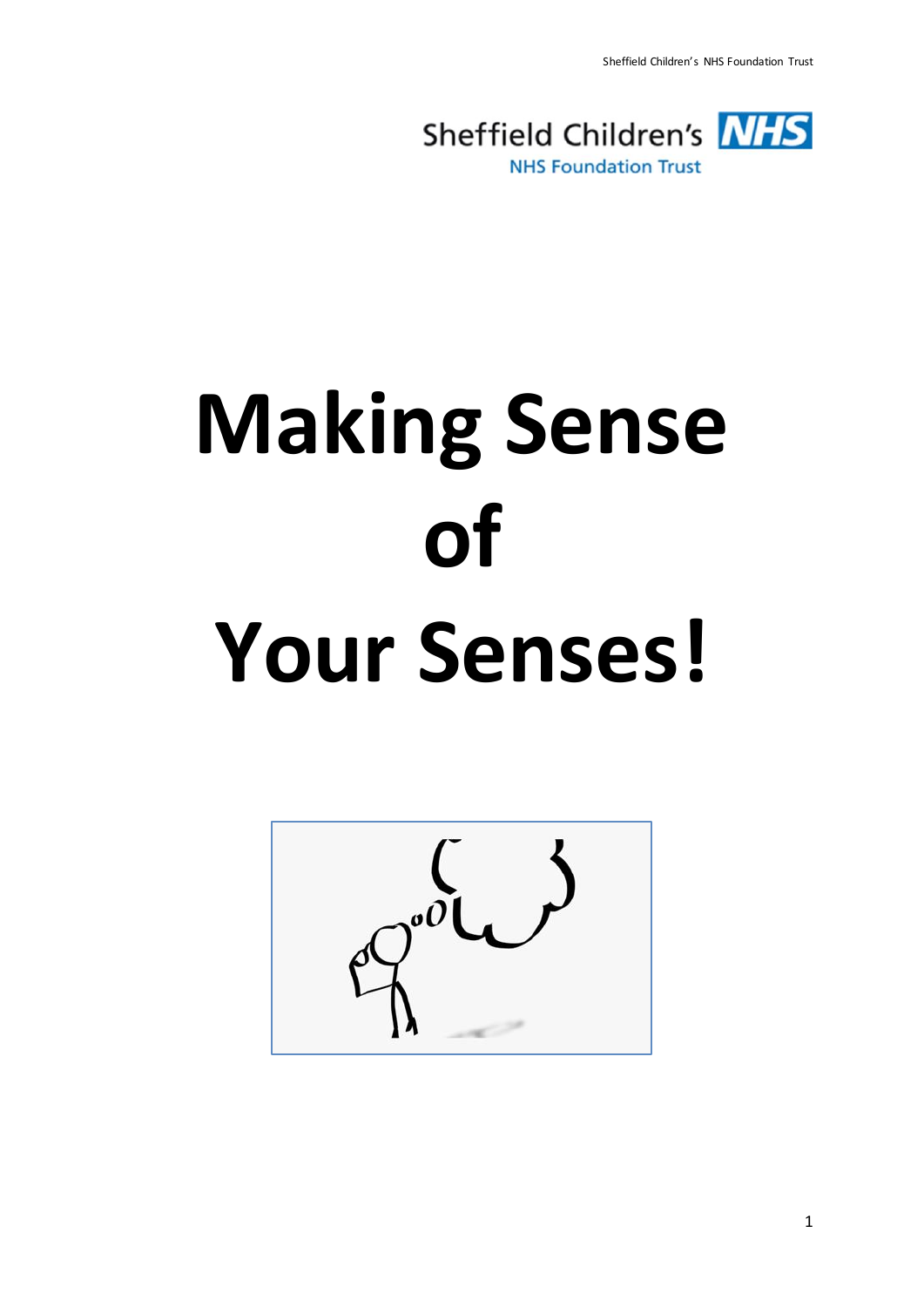Sheffield Children's NHS Foundation Trust

# Making Sense of Your Senses!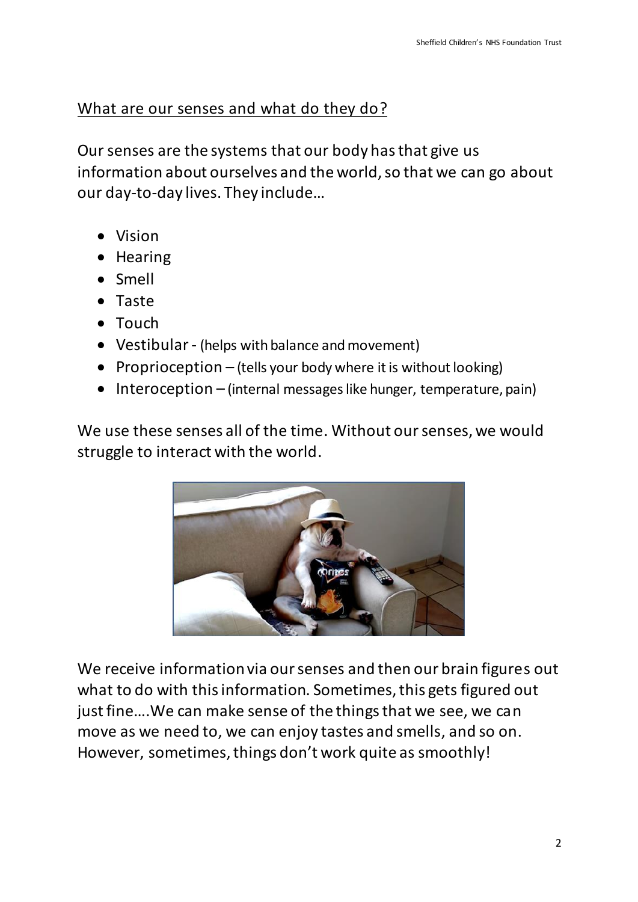## What are our senses and what do they do?

Our senses are the systems that our body has that give us information about ourselves and the world, so that we can go about our day-to-day lives. They include…

- Vision
- Hearing
- Smell
- Taste
- Touch
- Vestibular - (helps with balance and movement)
- Proprioception – (tells your body where it is without looking)
- Interoception – (internal messages like hunger, temperature, pain)

We use these senses all of the time. Without our senses, we would struggle to interact with the world.

We receive information via our senses and then our brain figures out what to do with this information. Sometimes, this gets figured out just fine….We can make sense of the things that we see, we can move as we need to, we can enjoy tastes and smells, and so on. However, sometimes, things don't work quite as smoothly!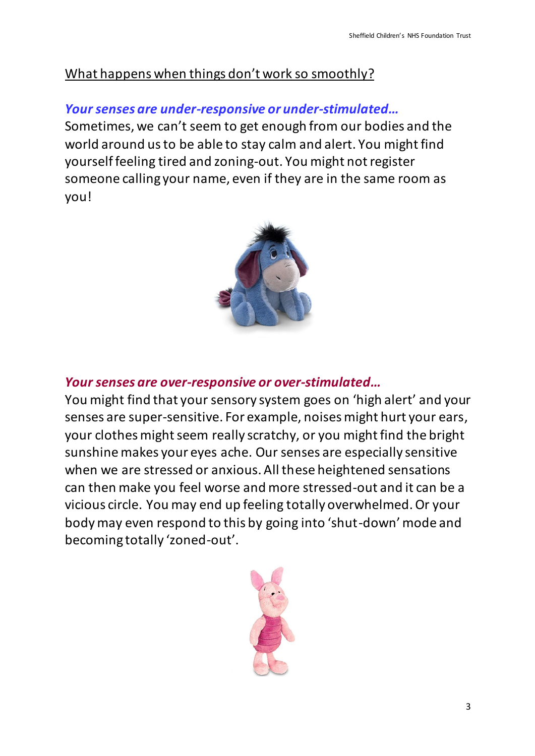## What happens when things don't work so smoothly?

***Your senses are under-responsive or under-stimulated…***

Sometimes, we can't seem to get enough from our bodies and the world around us to be able to stay calm and alert. You might find yourself feeling tired and zoning-out. You might not register someone calling your name, even if they are in the same room as you!

***Your senses are over-responsive or over-stimulated…***

You might find that your sensory system goes on 'high alert' and your senses are super-sensitive. For example, noises might hurt your ears, your clothes might seem really scratchy, or you might find the bright sunshine makes your eyes ache. Our senses are especially sensitive when we are stressed or anxious. All these heightened sensations can then make you feel worse and more stressed-out and it can be a vicious circle. You may end up feeling totally overwhelmed. Or your body may even respond to this by going into 'shut-down' mode and becoming totally 'zoned-out'.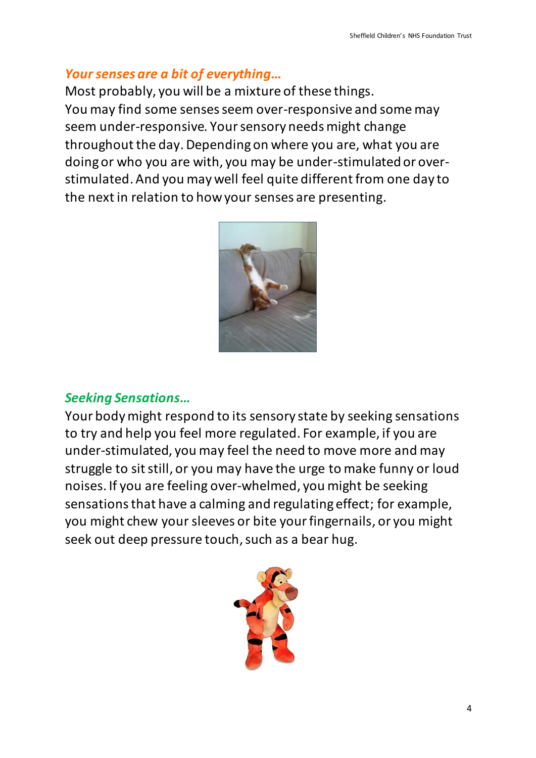### *Your senses are a bit of everything…*

Most probably, you will be a mixture of these things.
You may find some senses seem over-responsive and some may seem under-responsive. Your sensory needs might change throughout the day. Depending on where you are, what you are doing or who you are with, you may be under-stimulated or over-stimulated. And you may well feel quite different from one day to the next in relation to how your senses are presenting.

### *Seeking Sensations…*

Your body might respond to its sensory state by seeking sensations to try and help you feel more regulated. For example, if you are under-stimulated, you may feel the need to move more and may struggle to sit still, or you may have the urge to make funny or loud noises. If you are feeling over-whelmed, you might be seeking sensations that have a calming and regulating effect; for example, you might chew your sleeves or bite your fingernails, or you might seek out deep pressure touch, such as a bear hug.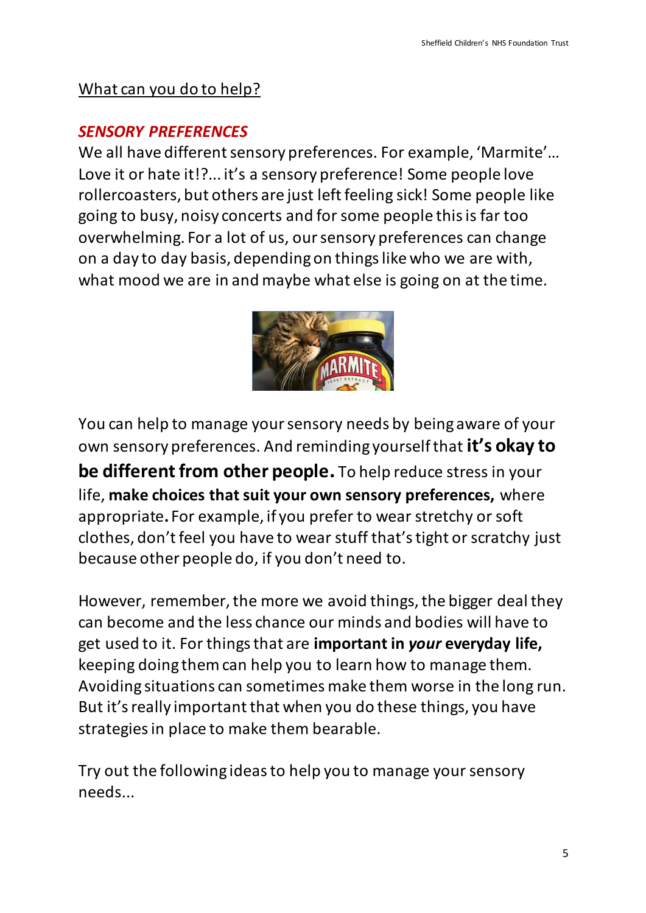## What can you do to help?

### *SENSORY PREFERENCES*

We all have different sensory preferences. For example, 'Marmite'… Love it or hate it!?... it's a sensory preference! Some people love rollercoasters, but others are just left feeling sick! Some people like going to busy, noisy concerts and for some people this is far too overwhelming. For a lot of us, our sensory preferences can change on a day to day basis, depending on things like who we are with, what mood we are in and maybe what else is going on at the time.

You can help to manage your sensory needs by being aware of your own sensory preferences. And reminding yourself that **it's okay to be different from other people.** To help reduce stress in your life, **make choices that suit your own sensory preferences,** where appropriate**.** For example, if you prefer to wear stretchy or soft clothes, don't feel you have to wear stuff that's tight or scratchy just because other people do, if you don't need to.

However, remember, the more we avoid things, the bigger deal they can become and the less chance our minds and bodies will have to get used to it. For things that are **important in *your* everyday life,** keeping doing them can help you to learn how to manage them. Avoiding situations can sometimes make them worse in the long run. But it's really important that when you do these things, you have strategies in place to make them bearable.

Try out the following ideas to help you to manage your sensory needs...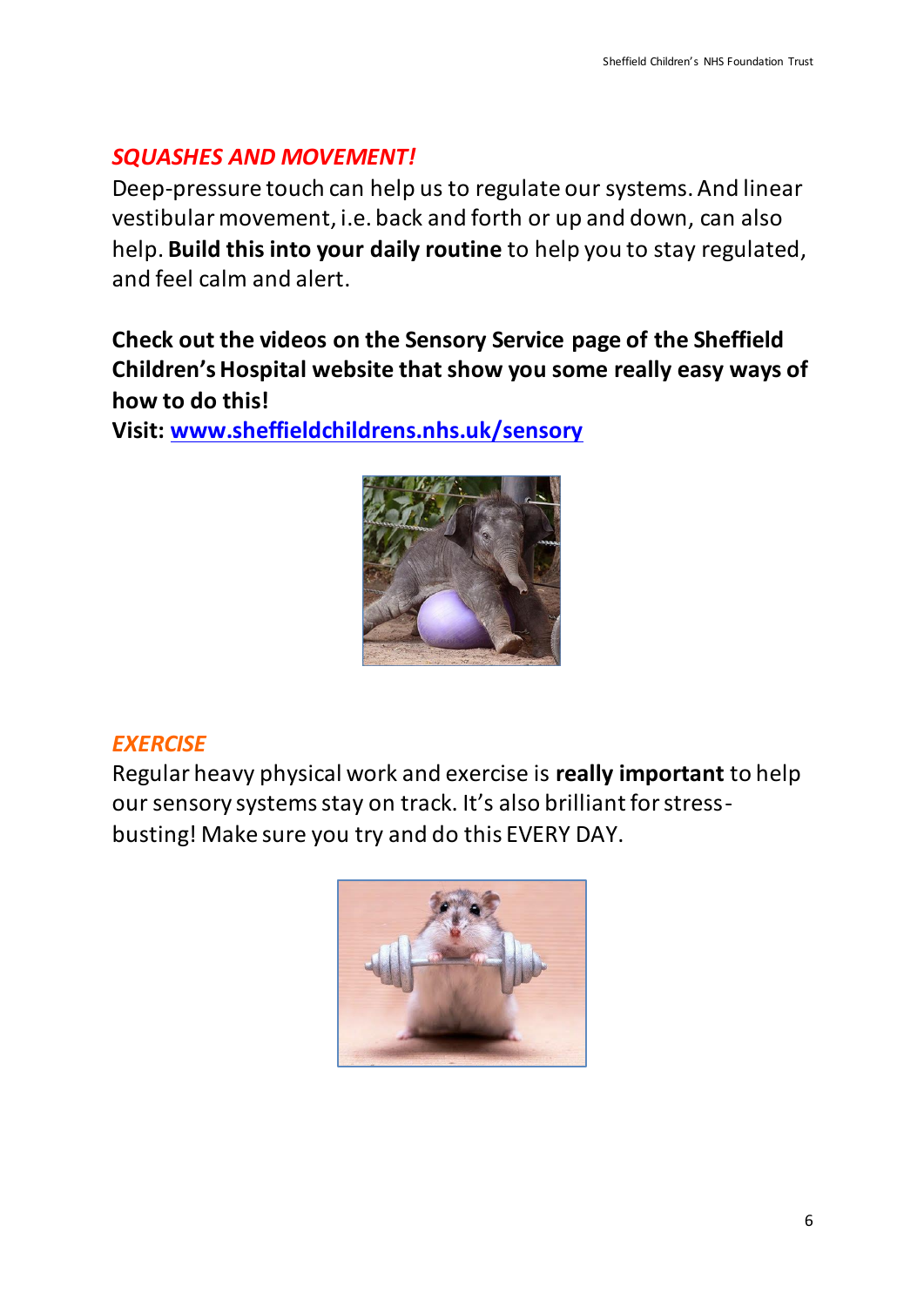## *SQUASHES AND MOVEMENT!*

Deep-pressure touch can help us to regulate our systems. And linear vestibular movement, i.e. back and forth or up and down, can also help. **Build this into your daily routine** to help you to stay regulated, and feel calm and alert.

**Check out the videos on the Sensory Service page of the Sheffield Children's Hospital website that show you some really easy ways of how to do this!**
**Visit: [www.sheffieldchildrens.nhs.uk/sensory](http://www.sheffieldchildrens.nhs.uk/sensory)**

## *EXERCISE*

Regular heavy physical work and exercise is **really important** to help our sensory systems stay on track. It's also brilliant for stress-busting! Make sure you try and do this EVERY DAY.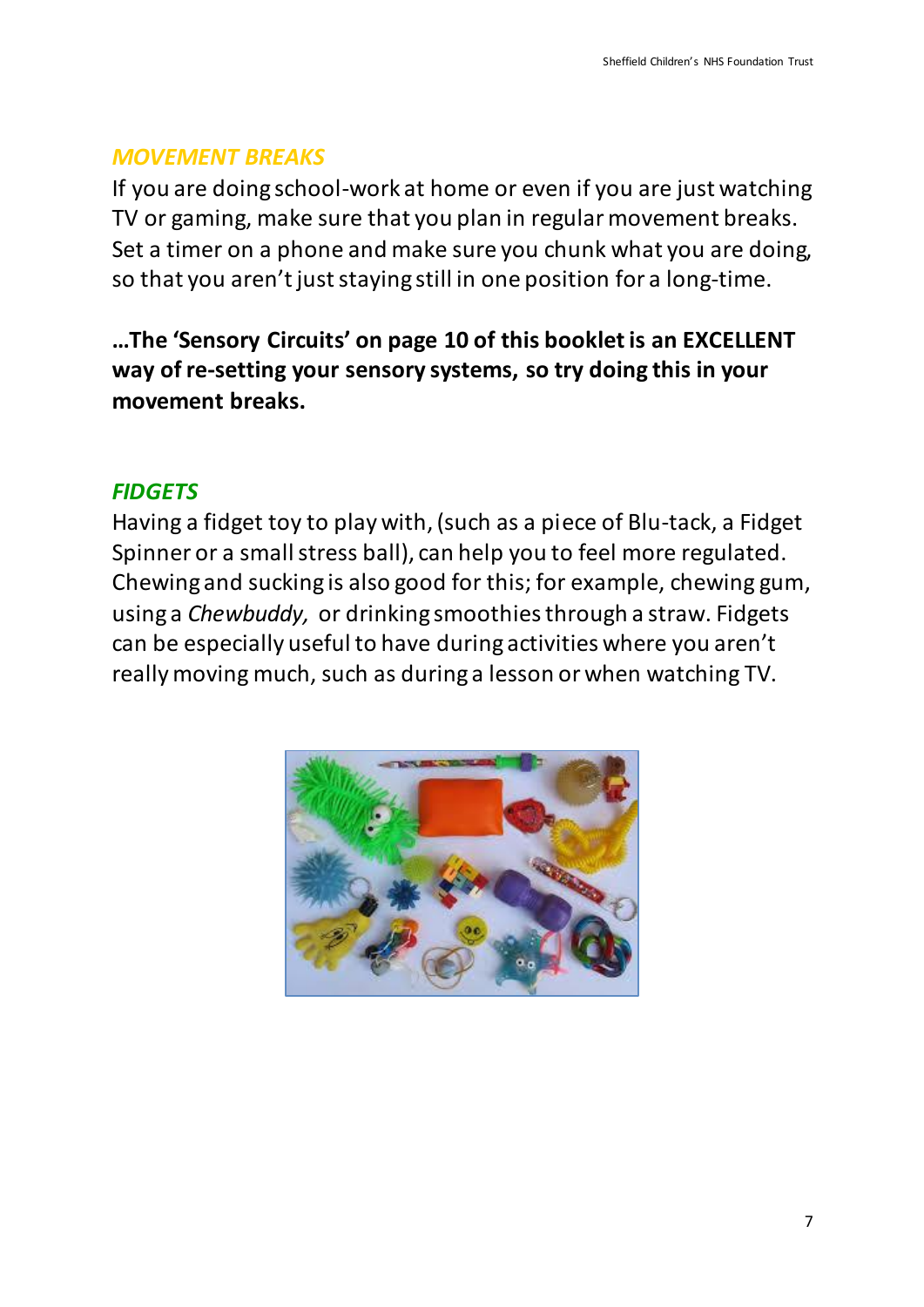## *MOVEMENT BREAKS*

If you are doing school-work at home or even if you are just watching TV or gaming, make sure that you plan in regular movement breaks. Set a timer on a phone and make sure you chunk what you are doing, so that you aren't just staying still in one position for a long-time.

**…The 'Sensory Circuits' on page 10 of this booklet is an EXCELLENT way of re-setting your sensory systems, so try doing this in your movement breaks.**

## *FIDGETS*

Having a fidget toy to play with, (such as a piece of Blu-tack, a Fidget Spinner or a small stress ball), can help you to feel more regulated. Chewing and sucking is also good for this; for example, chewing gum, using a *Chewbuddy,* or drinking smoothies through a straw. Fidgets can be especially useful to have during activities where you aren't really moving much, such as during a lesson or when watching TV.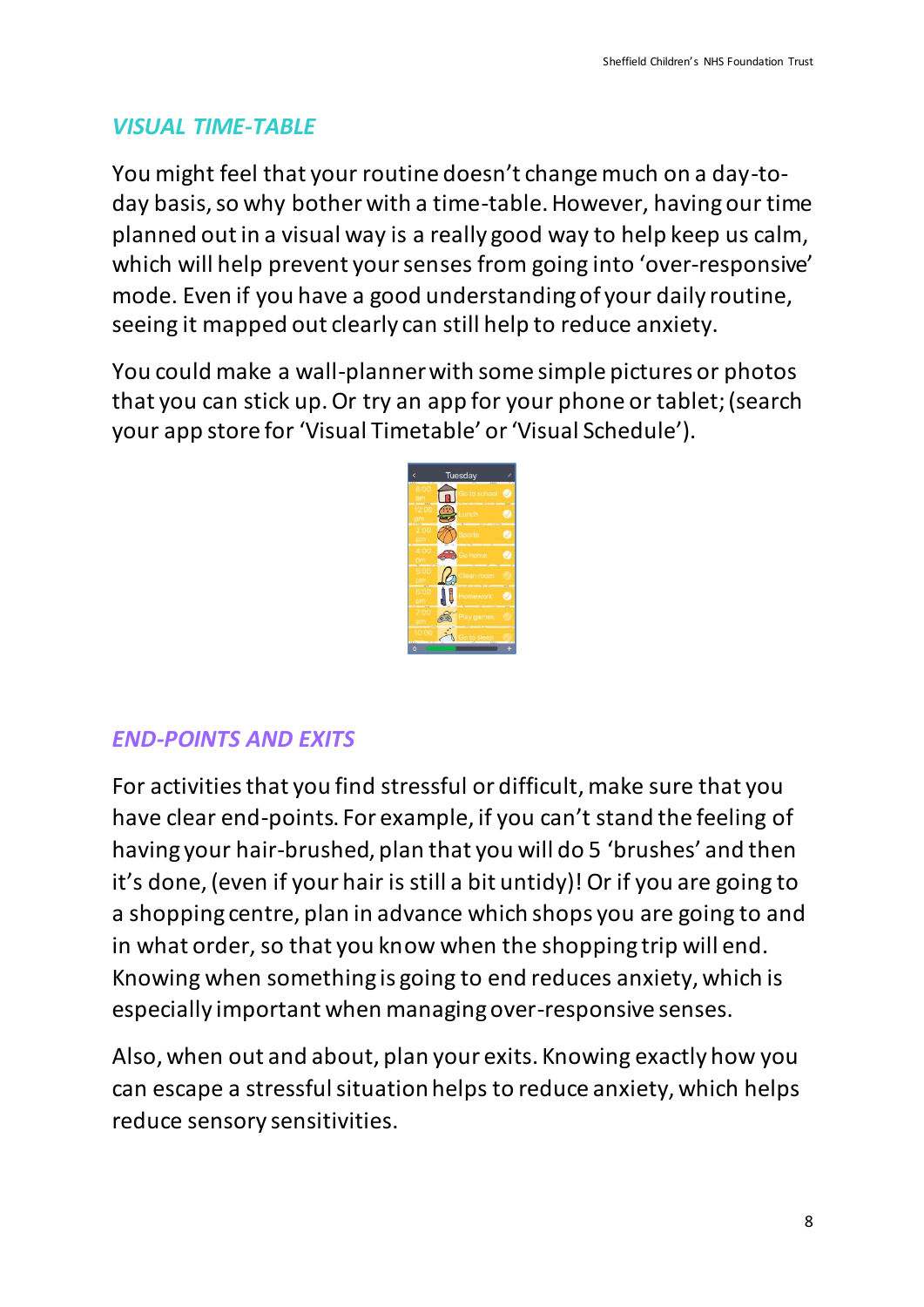## *VISUAL TIME-TABLE*

You might feel that your routine doesn't change much on a day-to-day basis, so why bother with a time-table. However, having our time planned out in a visual way is a really good way to help keep us calm, which will help prevent your senses from going into 'over-responsive' mode. Even if you have a good understanding of your daily routine, seeing it mapped out clearly can still help to reduce anxiety.

You could make a wall-planner with some simple pictures or photos that you can stick up. Or try an app for your phone or tablet; (search your app store for 'Visual Timetable' or 'Visual Schedule').

## *END-POINTS AND EXITS*

For activities that you find stressful or difficult, make sure that you have clear end-points. For example, if you can't stand the feeling of having your hair-brushed, plan that you will do 5 'brushes' and then it's done, (even if your hair is still a bit untidy)! Or if you are going to a shopping centre, plan in advance which shops you are going to and in what order, so that you know when the shopping trip will end. Knowing when something is going to end reduces anxiety, which is especially important when managing over-responsive senses.

Also, when out and about, plan your exits. Knowing exactly how you can escape a stressful situation helps to reduce anxiety, which helps reduce sensory sensitivities.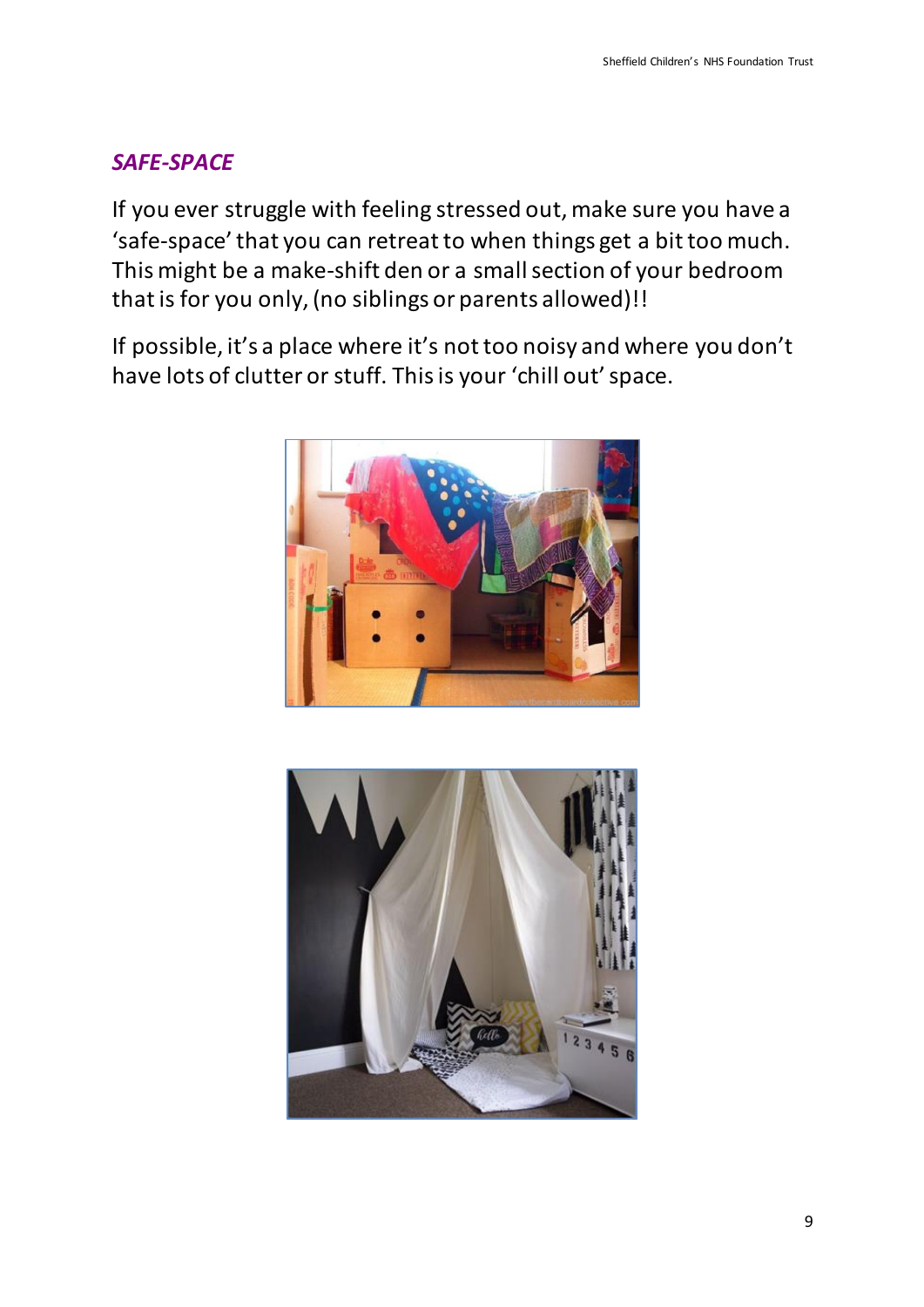### *SAFE-SPACE*

If you ever struggle with feeling stressed out, make sure you have a 'safe-space' that you can retreat to when things get a bit too much. This might be a make-shift den or a small section of your bedroom that is for you only, (no siblings or parents allowed)!!

If possible, it's a place where it's not too noisy and where you don't have lots of clutter or stuff. This is your 'chill out' space.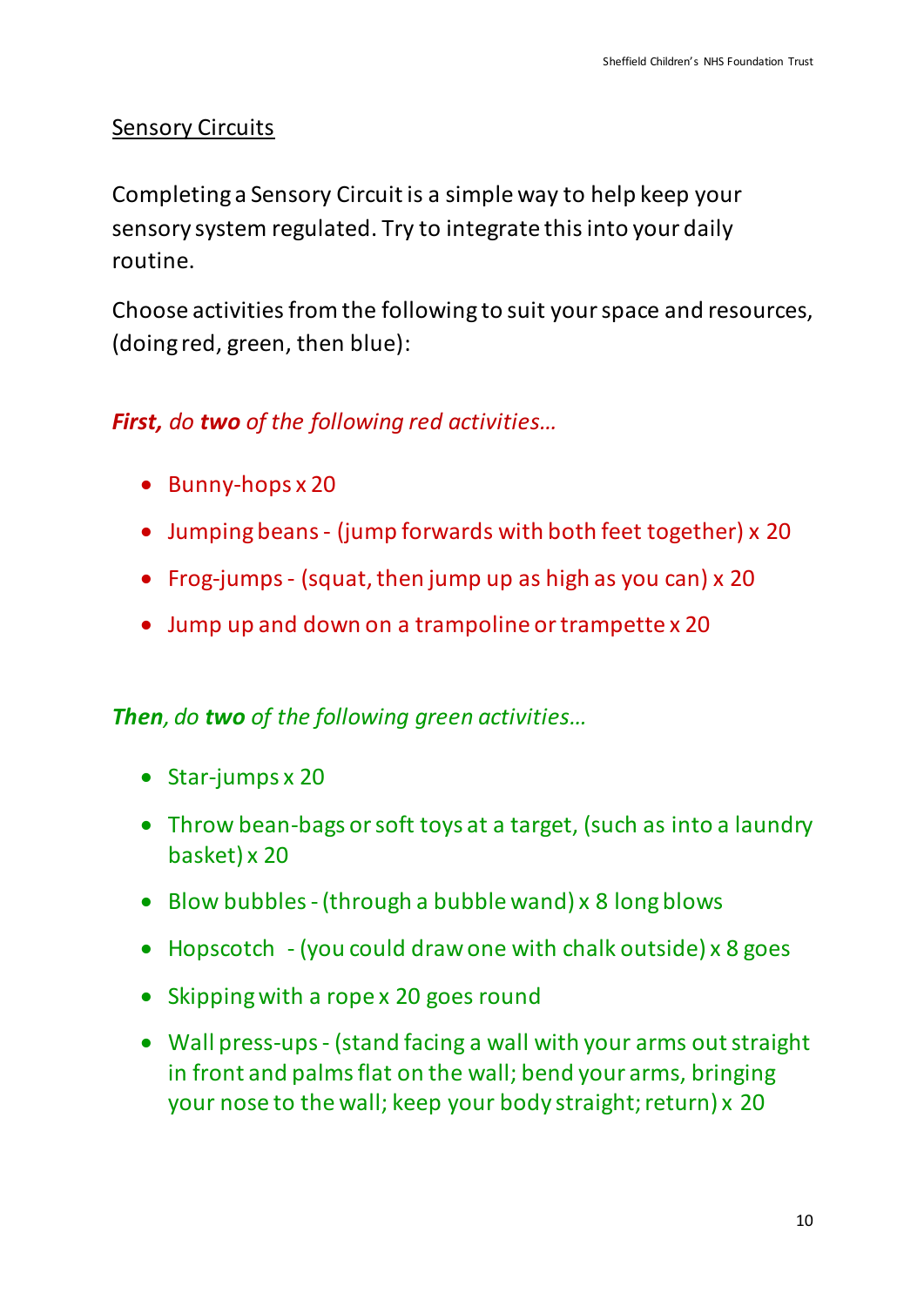## Sensory Circuits

Completing a Sensory Circuit is a simple way to help keep your sensory system regulated. Try to integrate this into your daily routine.

Choose activities from the following to suit your space and resources, (doing red, green, then blue):

***First,*** *do* ***two*** *of the following red activities…*

- Bunny-hops x 20
- Jumping beans - (jump forwards with both feet together) x 20
- Frog-jumps - (squat, then jump up as high as you can) x 20
- Jump up and down on a trampoline or trampette x 20

***Then****, do* ***two*** *of the following green activities…*

- Star-jumps x 20
- Throw bean-bags or soft toys at a target, (such as into a laundry basket) x 20
- Blow bubbles - (through a bubble wand) x 8 long blows
- Hopscotch - (you could draw one with chalk outside) x 8 goes
- Skipping with a rope x 20 goes round
- Wall press-ups - (stand facing a wall with your arms out straight in front and palms flat on the wall; bend your arms, bringing your nose to the wall; keep your body straight; return) x 20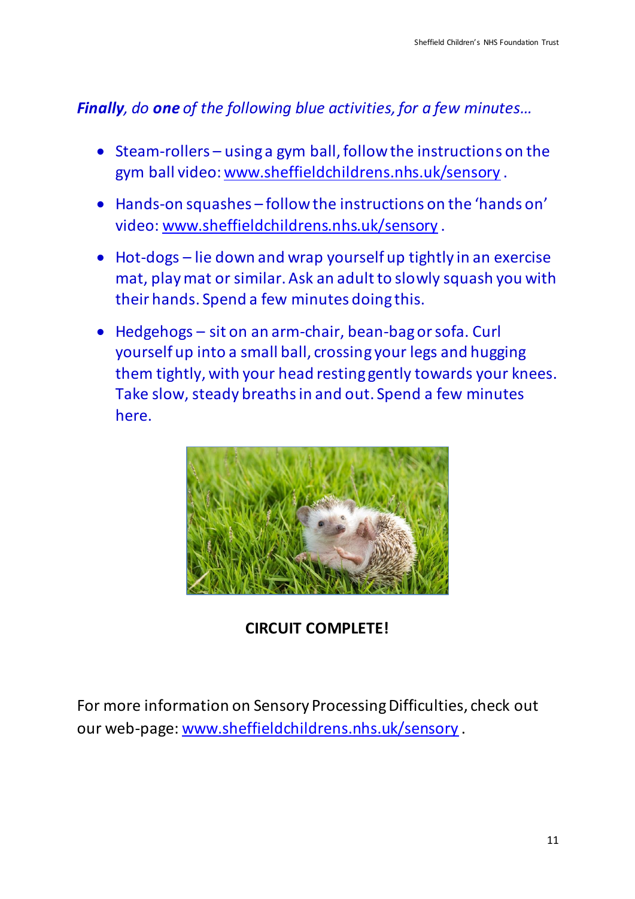***Finally**, do **one** of the following blue activities, for a few minutes…*

- Steam-rollers – using a gym ball, follow the instructions on the gym ball video: [www.sheffieldchildrens.nhs.uk/sensory](www.sheffieldchildrens.nhs.uk/sensory) .
- Hands-on squashes – follow the instructions on the 'hands on' video: [www.sheffieldchildrens.nhs.uk/sensory](www.sheffieldchildrens.nhs.uk/sensory) .
- Hot-dogs – lie down and wrap yourself up tightly in an exercise mat, play mat or similar. Ask an adult to slowly squash you with their hands. Spend a few minutes doing this.
- Hedgehogs – sit on an arm-chair, bean-bag or sofa. Curl yourself up into a small ball, crossing your legs and hugging them tightly, with your head resting gently towards your knees. Take slow, steady breaths in and out. Spend a few minutes here.

**CIRCUIT COMPLETE!**

For more information on Sensory Processing Difficulties, check out our web-page: [www.sheffieldchildrens.nhs.uk/sensory](www.sheffieldchildrens.nhs.uk/sensory) .